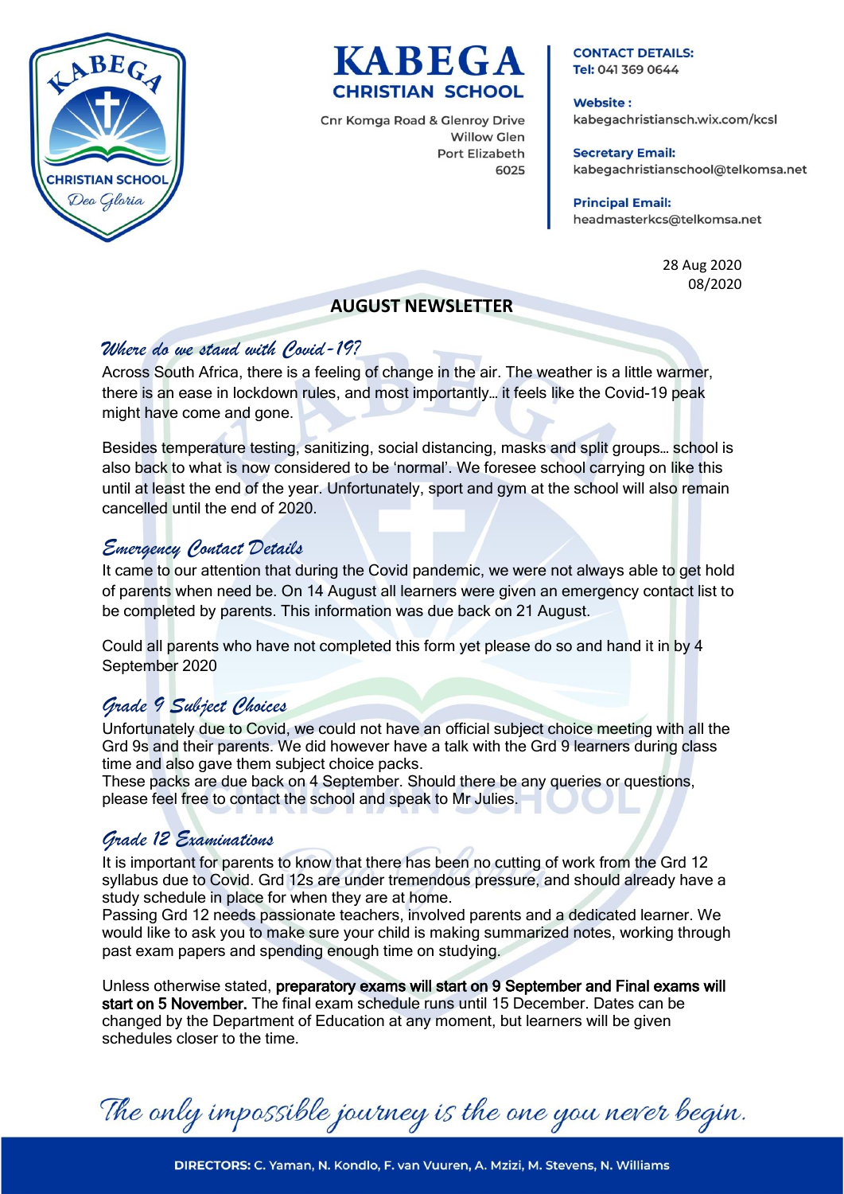# KABEGA CHRISTIAN SCHOOL

Cnr Komga Road & Glenroy Drive
Willow Glen
Port Elizabeth
6025

**CONTACT DETAILS:**
**Tel:** 041 369 0644

**Website :**
kabegachristiansch.wix.com/kcsl

**Secretary Email:**
kabegachristianschool@telkomsa.net

**Principal Email:**
headmasterkcs@telkomsa.net

28 Aug 2020
08/2020

## AUGUST NEWSLETTER

### *Where do we stand with Covid-19?*

Across South Africa, there is a feeling of change in the air. The weather is a little warmer, there is an ease in lockdown rules, and most importantly… it feels like the Covid-19 peak might have come and gone.

Besides temperature testing, sanitizing, social distancing, masks and split groups… school is also back to what is now considered to be 'normal'. We foresee school carrying on like this until at least the end of the year. Unfortunately, sport and gym at the school will also remain cancelled until the end of 2020.

### *Emergency Contact Details*

It came to our attention that during the Covid pandemic, we were not always able to get hold of parents when need be. On 14 August all learners were given an emergency contact list to be completed by parents. This information was due back on 21 August.

Could all parents who have not completed this form yet please do so and hand it in by 4 September 2020

### *Grade 9 Subject Choices*

Unfortunately due to Covid, we could not have an official subject choice meeting with all the Grd 9s and their parents. We did however have a talk with the Grd 9 learners during class time and also gave them subject choice packs.
These packs are due back on 4 September. Should there be any queries or questions, please feel free to contact the school and speak to Mr Julies.

### *Grade 12 Examinations*

It is important for parents to know that there has been no cutting of work from the Grd 12 syllabus due to Covid. Grd 12s are under tremendous pressure, and should already have a study schedule in place for when they are at home.
Passing Grd 12 needs passionate teachers, involved parents and a dedicated learner. We would like to ask you to make sure your child is making summarized notes, working through past exam papers and spending enough time on studying.

Unless otherwise stated, **preparatory exams will start on 9 September and Final exams will start on 5 November.** The final exam schedule runs until 15 December. Dates can be changed by the Department of Education at any moment, but learners will be given schedules closer to the time.

*The only impossible journey is the one you never begin.*

**DIRECTORS:** C. Yaman, N. Kondlo, F. van Vuuren, A. Mzizi, M. Stevens, N. Williams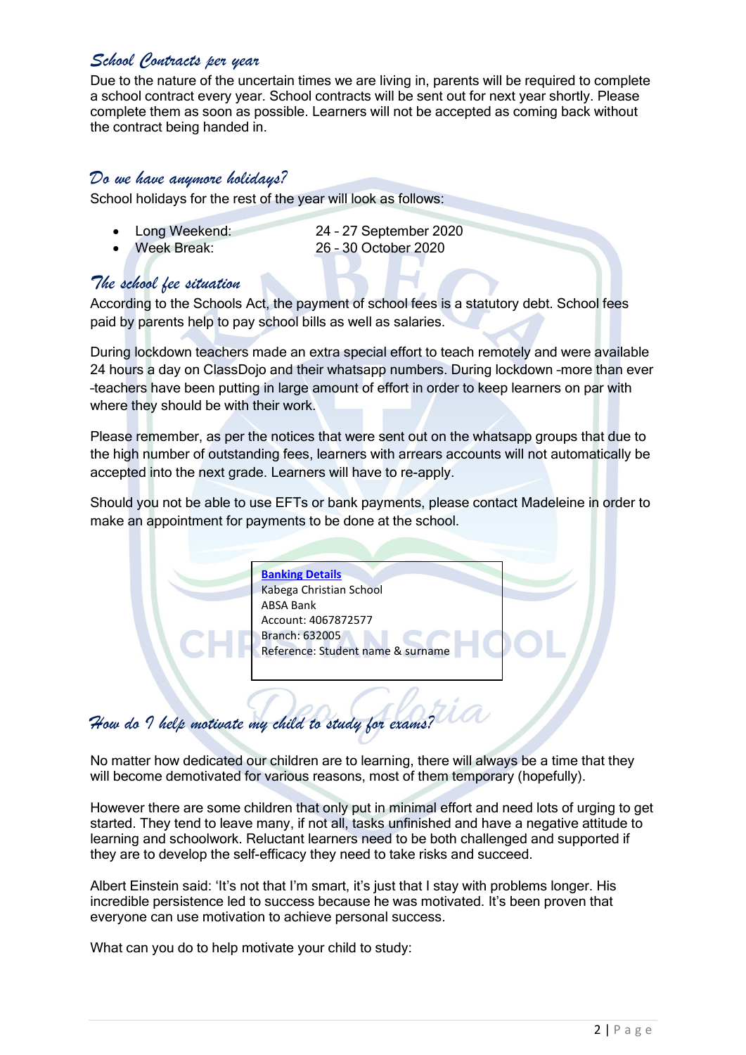## School Contracts per year

Due to the nature of the uncertain times we are living in, parents will be required to complete a school contract every year. School contracts will be sent out for next year shortly. Please complete them as soon as possible. Learners will not be accepted as coming back without the contract being handed in.

## Do we have anymore holidays?

School holidays for the rest of the year will look as follows:

- Long Weekend: 24 – 27 September 2020
- Week Break: 26 – 30 October 2020

## The school fee situation

According to the Schools Act, the payment of school fees is a statutory debt. School fees paid by parents help to pay school bills as well as salaries.

During lockdown teachers made an extra special effort to teach remotely and were available 24 hours a day on ClassDojo and their whatsapp numbers. During lockdown –more than ever –teachers have been putting in large amount of effort in order to keep learners on par with where they should be with their work.

Please remember, as per the notices that were sent out on the whatsapp groups that due to the high number of outstanding fees, learners with arrears accounts will not automatically be accepted into the next grade. Learners will have to re-apply.

Should you not be able to use EFTs or bank payments, please contact Madeleine in order to make an appointment for payments to be done at the school.

**Banking Details**
Kabega Christian School
ABSA Bank
Account: 4067872577
Branch: 632005
Reference: Student name & surname

## How do I help motivate my child to study for exams?

No matter how dedicated our children are to learning, there will always be a time that they will become demotivated for various reasons, most of them temporary (hopefully).

However there are some children that only put in minimal effort and need lots of urging to get started. They tend to leave many, if not all, tasks unfinished and have a negative attitude to learning and schoolwork. Reluctant learners need to be both challenged and supported if they are to develop the self-efficacy they need to take risks and succeed.

Albert Einstein said: 'It's not that I'm smart, it's just that I stay with problems longer. His incredible persistence led to success because he was motivated. It's been proven that everyone can use motivation to achieve personal success.

What can you do to help motivate your child to study: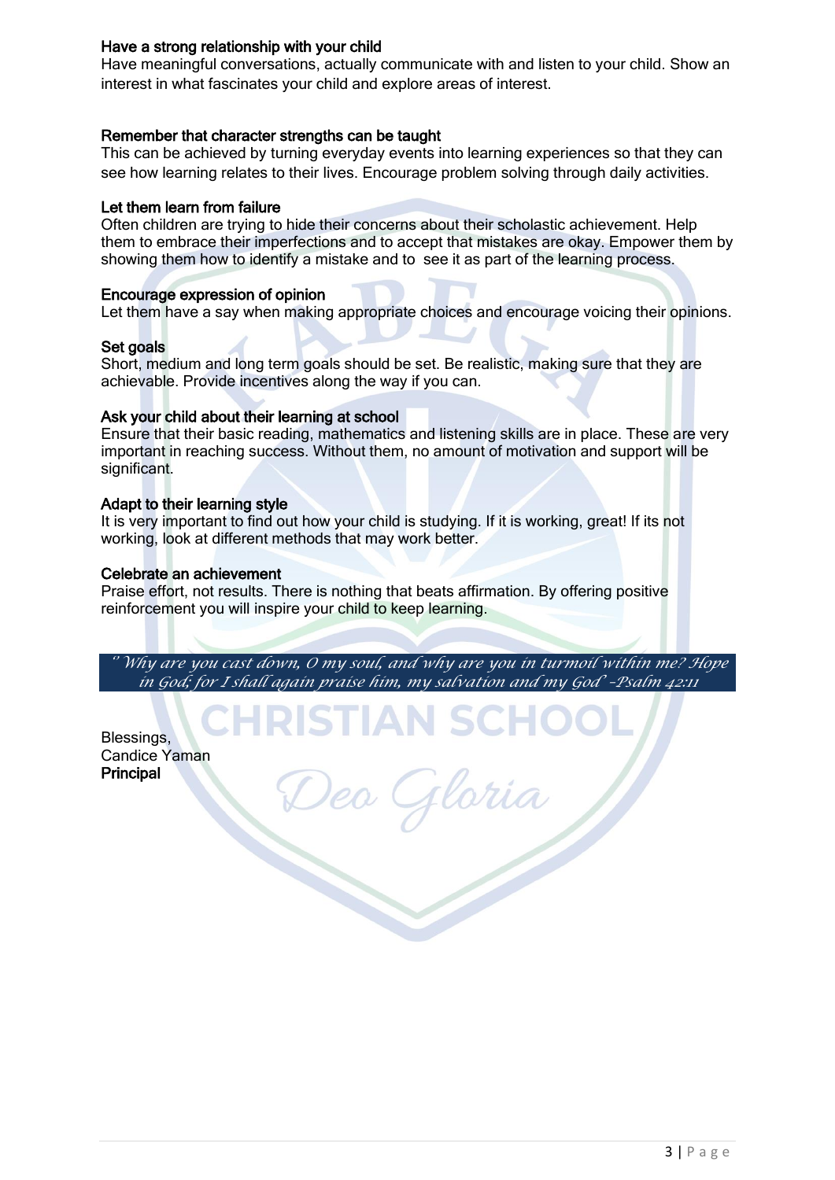**Have a strong relationship with your child**
Have meaningful conversations, actually communicate with and listen to your child. Show an interest in what fascinates your child and explore areas of interest.

**Remember that character strengths can be taught**
This can be achieved by turning everyday events into learning experiences so that they can see how learning relates to their lives. Encourage problem solving through daily activities.

**Let them learn from failure**
Often children are trying to hide their concerns about their scholastic achievement. Help them to embrace their imperfections and to accept that mistakes are okay. Empower them by showing them how to identify a mistake and to see it as part of the learning process.

**Encourage expression of opinion**
Let them have a say when making appropriate choices and encourage voicing their opinions.

**Set goals**
Short, medium and long term goals should be set. Be realistic, making sure that they are achievable. Provide incentives along the way if you can.

**Ask your child about their learning at school**
Ensure that their basic reading, mathematics and listening skills are in place. These are very important in reaching success. Without them, no amount of motivation and support will be significant.

**Adapt to their learning style**
It is very important to find out how your child is studying. If it is working, great! If its not working, look at different methods that may work better.

**Celebrate an achievement**
Praise effort, not results. There is nothing that beats affirmation. By offering positive reinforcement you will inspire your child to keep learning.

*" Why are you cast down, O my soul, and why are you in turmoil within me? Hope in God; for I shall again praise him, my salvation and my God" -Psalm 42:11*

Blessings,
Candice Yaman
**Principal**